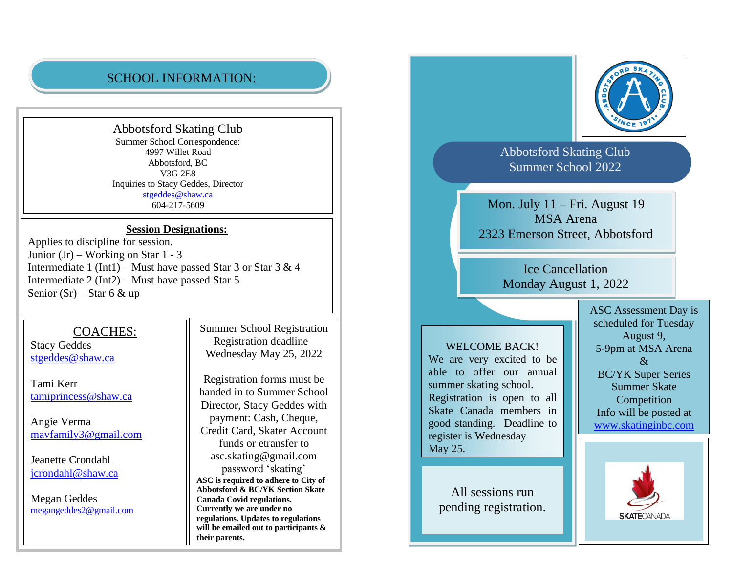## SCHOOL INFORMATION:

**Abbotsford Skating Club**
Summer School Correspondence:
4997 Willet Road
Abbotsford, BC
V3G 2E8
Inquiries to Stacy Geddes, Director
stgeddes@shaw.ca
604-217-5609

**Session Designations:**

Applies to discipline for session.
Junior (Jr) – Working on Star 1 - 3
Intermediate 1 (Int1) – Must have passed Star 3 or Star 3 & 4
Intermediate 2 (Int2) – Must have passed Star 5
Senior (Sr) – Star 6 & up

### COACHES:

Stacy Geddes
stgeddes@shaw.ca

Tami Kerr
tamiprincess@shaw.ca

Angie Verma
mavfamily3@gmail.com

Jeanette Crondahl
jcrondahl@shaw.ca

Megan Geddes
megangeddes2@gmail.com

Summer School Registration
Registration deadline
Wednesday May 25, 2022

Registration forms must be handed in to Summer School Director, Stacy Geddes with payment: Cash, Cheque, Credit Card, Skater Account funds or etransfer to asc.skating@gmail.com password 'skating'

**ASC is required to adhere to City of Abbotsford & BC/YK Section Skate Canada Covid regulations. Currently we are under no regulations. Updates to regulations will be emailed out to participants & their parents.**

# Abbotsford Skating Club Summer School 2022

Mon. July 11 – Fri. August 19
MSA Arena
2323 Emerson Street, Abbotsford

Ice Cancellation
Monday August 1, 2022

WELCOME BACK!
We are very excited to be able to offer our annual summer skating school. Registration is open to all Skate Canada members in good standing. Deadline to register is Wednesday May 25.

All sessions run pending registration.

ASC Assessment Day is scheduled for Tuesday August 9, 5-9pm at MSA Arena
&
BC/YK Super Series Summer Skate Competition
Info will be posted at www.skatinginbc.com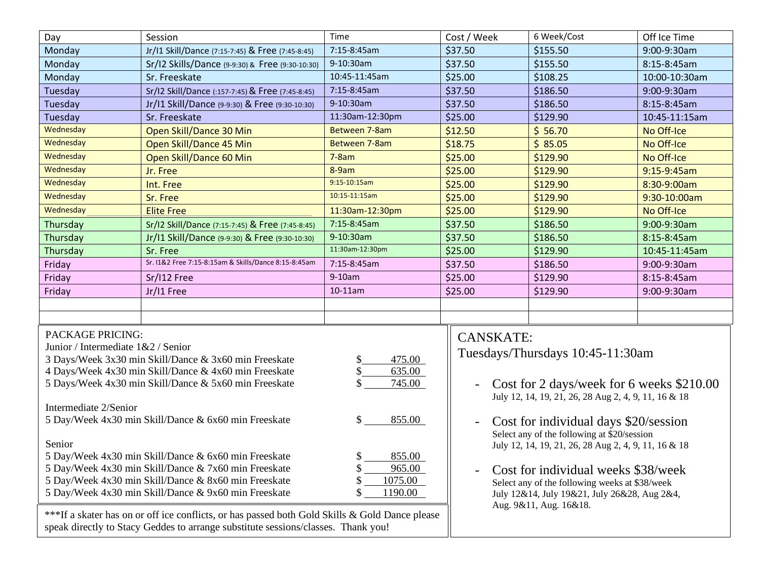| Day | Session | Time | Cost / Week | 6 Week/Cost | Off Ice Time |
|---|---|---|---|---|---|
| Monday | Jr/I1 Skill/Dance (7:15-7:45) & Free (7:45-8:45) | 7:15-8:45am | $37.50 | $155.50 | 9:00-9:30am |
| Monday | Sr/I2 Skills/Dance (9-9:30) & Free (9:30-10:30) | 9-10:30am | $37.50 | $155.50 | 8:15-8:45am |
| Monday | Sr. Freeskate | 10:45-11:45am | $25.00 | $108.25 | 10:00-10:30am |
| Tuesday | Sr/I2 Skill/Dance (:157-7:45) & Free (7:45-8:45) | 7:15-8:45am | $37.50 | $186.50 | 9:00-9:30am |
| Tuesday | Jr/I1 Skill/Dance (9-9:30) & Free (9:30-10:30) | 9-10:30am | $37.50 | $186.50 | 8:15-8:45am |
| Tuesday | Sr. Freeskate | 11:30am-12:30pm | $25.00 | $129.90 | 10:45-11:15am |
| Wednesday | Open Skill/Dance 30 Min | Between 7-8am | $12.50 | $ 56.70 | No Off-Ice |
| Wednesday | Open Skill/Dance 45 Min | Between 7-8am | $18.75 | $ 85.05 | No Off-Ice |
| Wednesday | Open Skill/Dance 60 Min | 7-8am | $25.00 | $129.90 | No Off-Ice |
| Wednesday | Jr. Free | 8-9am | $25.00 | $129.90 | 9:15-9:45am |
| Wednesday | Int. Free | 9:15-10:15am | $25.00 | $129.90 | 8:30-9:00am |
| Wednesday | Sr. Free | 10:15-11:15am | $25.00 | $129.90 | 9:30-10:00am |
| Wednesday | Elite Free | 11:30am-12:30pm | $25.00 | $129.90 | No Off-Ice |
| Thursday | Sr/I2 Skill/Dance (7:15-7:45) & Free (7:45-8:45) | 7:15-8:45am | $37.50 | $186.50 | 9:00-9:30am |
| Thursday | Jr/I1 Skill/Dance (9-9:30) & Free (9:30-10:30) | 9-10:30am | $37.50 | $186.50 | 8:15-8:45am |
| Thursday | Sr. Free | 11:30am-12:30pm | $25.00 | $129.90 | 10:45-11:45am |
| Friday | Sr. I1&2 Free 7:15-8:15am & Skills/Dance 8:15-8:45am | 7:15-8:45am | $37.50 | $186.50 | 9:00-9:30am |
| Friday | Sr/I12 Free | 9-10am | $25.00 | $129.90 | 8:15-8:45am |
| Friday | Jr/I1 Free | 10-11am | $25.00 | $129.90 | 9:00-9:30am |
| | | | | | |
| | | | | | |

PACKAGE PRICING:

Junior / Intermediate 1&2 / Senior

| | |
|---|---|
| 3 Days/Week 3x30 min Skill/Dance & 3x60 min Freeskate | $ 475.00 |
| 4 Days/Week 4x30 min Skill/Dance & 4x60 min Freeskate | $ 635.00 |
| 5 Days/Week 4x30 min Skill/Dance & 5x60 min Freeskate | $ 745.00 |

Intermediate 2/Senior

| | |
|---|---|
| 5 Day/Week 4x30 min Skill/Dance & 6x60 min Freeskate | $ 855.00 |

Senior

| | |
|---|---|
| 5 Day/Week 4x30 min Skill/Dance & 6x60 min Freeskate | $ 855.00 |
| 5 Day/Week 4x30 min Skill/Dance & 7x60 min Freeskate | $ 965.00 |
| 5 Day/Week 4x30 min Skill/Dance & 8x60 min Freeskate | $ 1075.00 |
| 5 Day/Week 4x30 min Skill/Dance & 9x60 min Freeskate | $ 1190.00 |

***If a skater has on or off ice conflicts, or has passed both Gold Skills & Gold Dance please speak directly to Stacy Geddes to arrange substitute sessions/classes. Thank you!

CANSKATE:
Tuesdays/Thursdays 10:45-11:30am

- Cost for 2 days/week for 6 weeks $210.00
  July 12, 14, 19, 21, 26, 28 Aug 2, 4, 9, 11, 16 & 18
- Cost for individual days $20/session
  Select any of the following at $20/session
  July 12, 14, 19, 21, 26, 28 Aug 2, 4, 9, 11, 16 & 18
- Cost for individual weeks $38/week
  Select any of the following weeks at $38/week
  July 12&14, July 19&21, July 26&28, Aug 2&4, Aug. 9&11, Aug. 16&18.